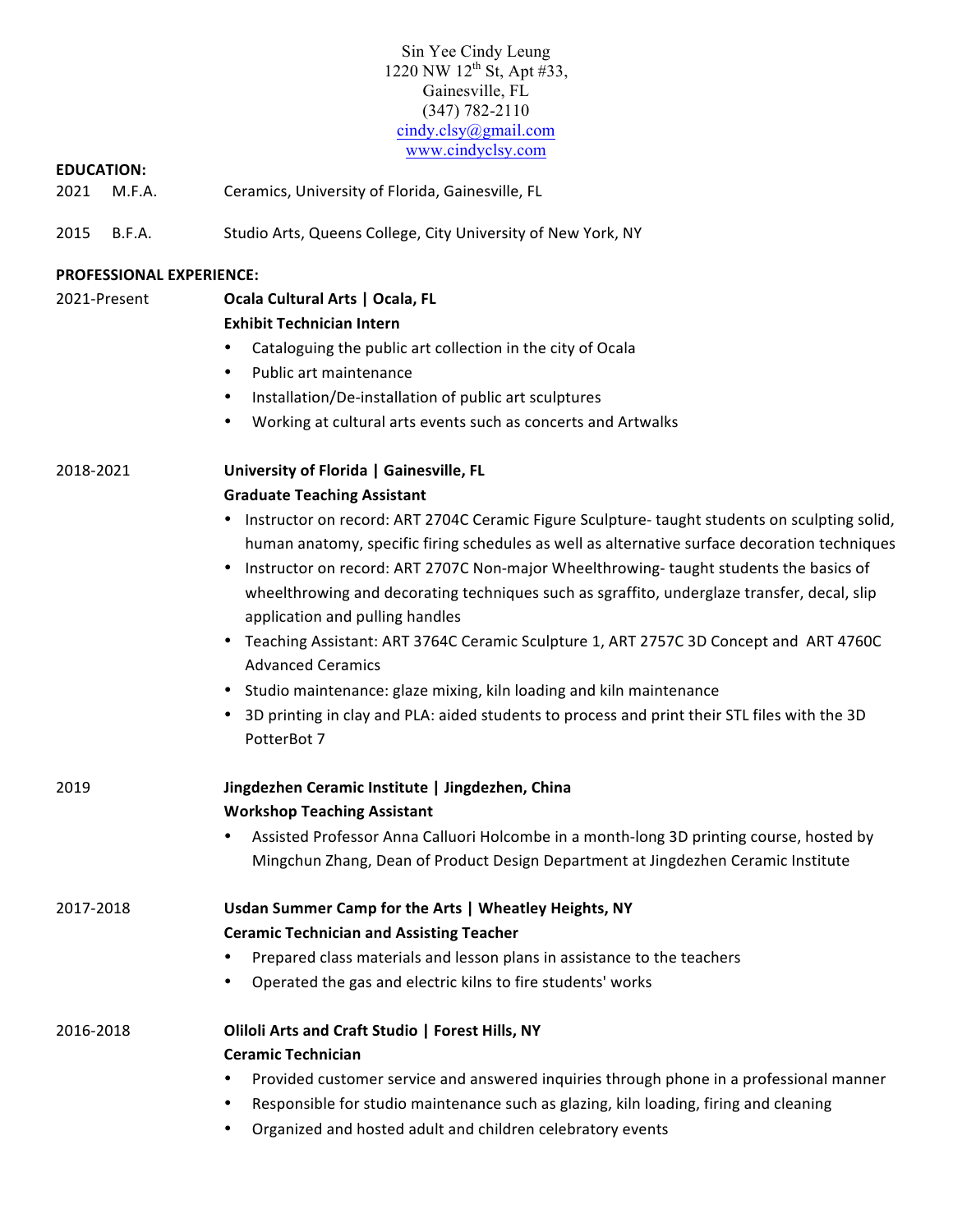Sin Yee Cindy Leung
1220 NW 12th St, Apt #33,
Gainesville, FL
(347) 782-2110
cindy.clsy@gmail.com
www.cindyclsy.com

**EDUCATION:**

2021 M.F.A. Ceramics, University of Florida, Gainesville, FL

2015 B.F.A. Studio Arts, Queens College, City University of New York, NY

**PROFESSIONAL EXPERIENCE:**

2021-Present **Ocala Cultural Arts | Ocala, FL**
**Exhibit Technician Intern**

- Cataloguing the public art collection in the city of Ocala
- Public art maintenance
- Installation/De-installation of public art sculptures
- Working at cultural arts events such as concerts and Artwalks

2018-2021 **University of Florida | Gainesville, FL**
**Graduate Teaching Assistant**

- Instructor on record: ART 2704C Ceramic Figure Sculpture- taught students on sculpting solid, human anatomy, specific firing schedules as well as alternative surface decoration techniques
- Instructor on record: ART 2707C Non-major Wheelthrowing- taught students the basics of wheelthrowing and decorating techniques such as sgraffito, underglaze transfer, decal, slip application and pulling handles
- Teaching Assistant: ART 3764C Ceramic Sculpture 1, ART 2757C 3D Concept and ART 4760C Advanced Ceramics
- Studio maintenance: glaze mixing, kiln loading and kiln maintenance
- 3D printing in clay and PLA: aided students to process and print their STL files with the 3D PotterBot 7

2019 **Jingdezhen Ceramic Institute | Jingdezhen, China**
**Workshop Teaching Assistant**

- Assisted Professor Anna Calluori Holcombe in a month-long 3D printing course, hosted by Mingchun Zhang, Dean of Product Design Department at Jingdezhen Ceramic Institute

2017-2018 **Usdan Summer Camp for the Arts | Wheatley Heights, NY**
**Ceramic Technician and Assisting Teacher**

- Prepared class materials and lesson plans in assistance to the teachers
- Operated the gas and electric kilns to fire students' works

2016-2018 **Ololi Arts and Craft Studio | Forest Hills, NY**
**Ceramic Technician**

- Provided customer service and answered inquiries through phone in a professional manner
- Responsible for studio maintenance such as glazing, kiln loading, firing and cleaning
- Organized and hosted adult and children celebratory events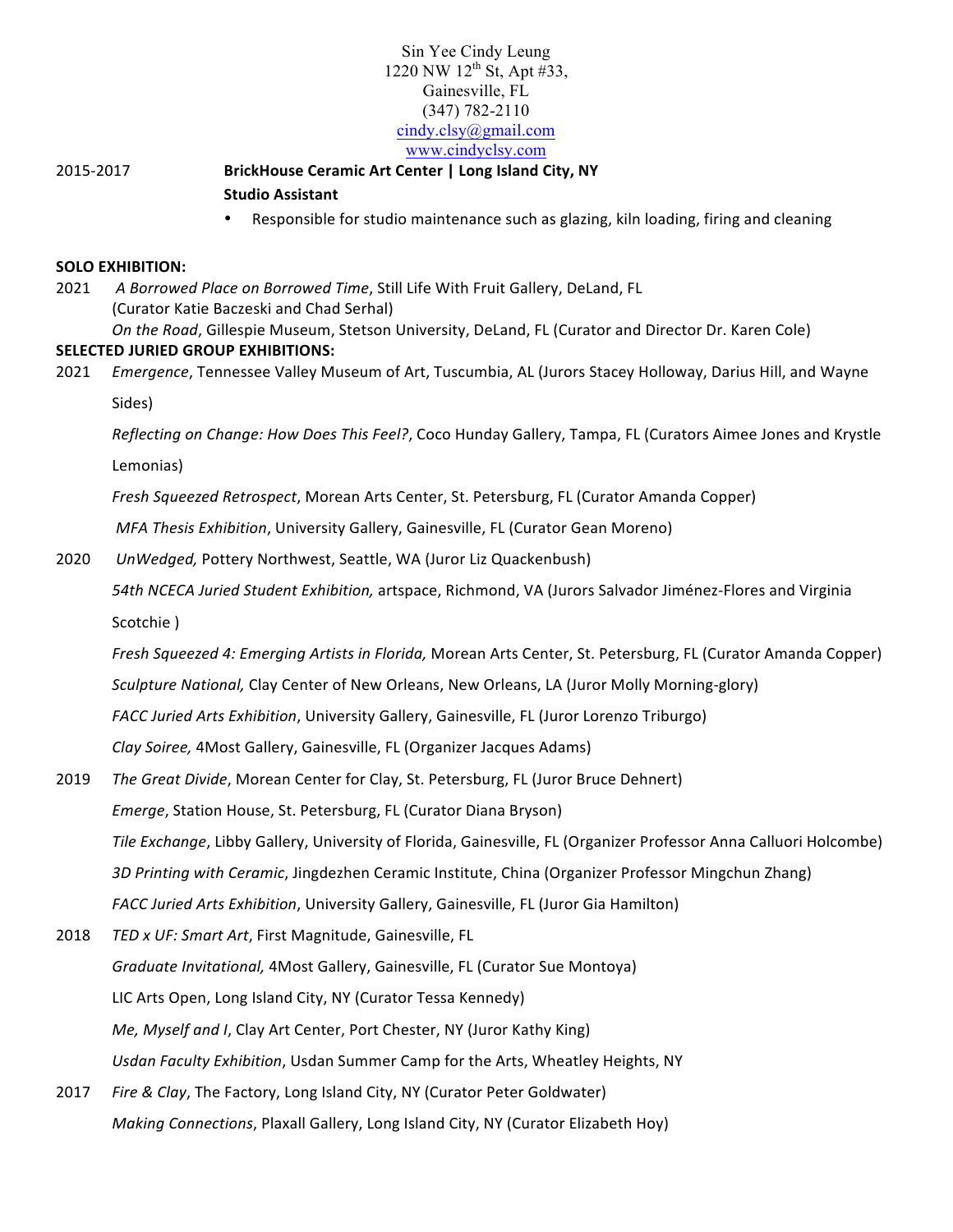Sin Yee Cindy Leung
1220 NW 12th St, Apt #33,
Gainesville, FL
(347) 782-2110
cindy.clsy@gmail.com
www.cindyclsy.com

2015-2017 **BrickHouse Ceramic Art Center | Long Island City, NY**
**Studio Assistant**

- Responsible for studio maintenance such as glazing, kiln loading, firing and cleaning

**SOLO EXHIBITION:**

2021 *A Borrowed Place on Borrowed Time*, Still Life With Fruit Gallery, DeLand, FL (Curator Katie Baczeski and Chad Serhal)

*On the Road*, Gillespie Museum, Stetson University, DeLand, FL (Curator and Director Dr. Karen Cole)

**SELECTED JURIED GROUP EXHIBITIONS:**

2021 *Emergence*, Tennessee Valley Museum of Art, Tuscumbia, AL (Jurors Stacey Holloway, Darius Hill, and Wayne Sides)

*Reflecting on Change: How Does This Feel?*, Coco Hunday Gallery, Tampa, FL (Curators Aimee Jones and Krystle Lemonias)

*Fresh Squeezed Retrospect*, Morean Arts Center, St. Petersburg, FL (Curator Amanda Copper)

*MFA Thesis Exhibition*, University Gallery, Gainesville, FL (Curator Gean Moreno)

2020 *UnWedged,* Pottery Northwest, Seattle, WA (Juror Liz Quackenbush)

*54th NCECA Juried Student Exhibition,* artspace, Richmond, VA (Jurors Salvador Jiménez-Flores and Virginia Scotchie )

*Fresh Squeezed 4: Emerging Artists in Florida,* Morean Arts Center, St. Petersburg, FL (Curator Amanda Copper)

*Sculpture National,* Clay Center of New Orleans, New Orleans, LA (Juror Molly Morning-glory)

*FACC Juried Arts Exhibition*, University Gallery, Gainesville, FL (Juror Lorenzo Triburgo)

*Clay Soiree,* 4Most Gallery, Gainesville, FL (Organizer Jacques Adams)

2019 *The Great Divide*, Morean Center for Clay, St. Petersburg, FL (Juror Bruce Dehnert)

*Emerge*, Station House, St. Petersburg, FL (Curator Diana Bryson)

*Tile Exchange*, Libby Gallery, University of Florida, Gainesville, FL (Organizer Professor Anna Calluori Holcombe)

*3D Printing with Ceramic*, Jingdezhen Ceramic Institute, China (Organizer Professor Mingchun Zhang)

*FACC Juried Arts Exhibition*, University Gallery, Gainesville, FL (Juror Gia Hamilton)

2018 *TED x UF: Smart Art*, First Magnitude, Gainesville, FL

*Graduate Invitational,* 4Most Gallery, Gainesville, FL (Curator Sue Montoya)

LIC Arts Open, Long Island City, NY (Curator Tessa Kennedy)

*Me, Myself and I*, Clay Art Center, Port Chester, NY (Juror Kathy King)

*Usdan Faculty Exhibition*, Usdan Summer Camp for the Arts, Wheatley Heights, NY

2017 *Fire & Clay*, The Factory, Long Island City, NY (Curator Peter Goldwater)

*Making Connections*, Plaxall Gallery, Long Island City, NY (Curator Elizabeth Hoy)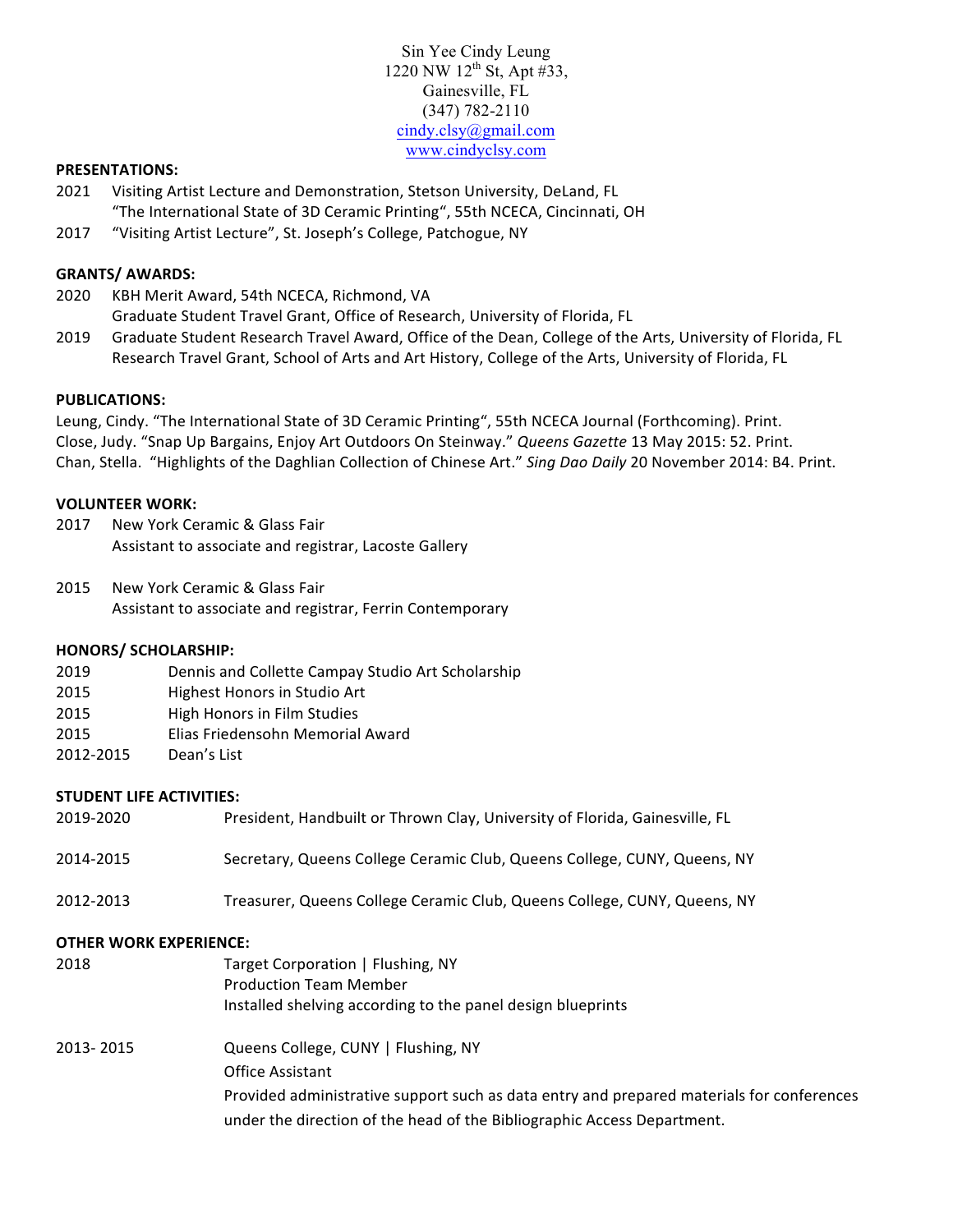Sin Yee Cindy Leung
1220 NW 12th St, Apt #33,
Gainesville, FL
(347) 782-2110
cindy.clsy@gmail.com
www.cindyclsy.com

**PRESENTATIONS:**

2021 Visiting Artist Lecture and Demonstration, Stetson University, DeLand, FL
"The International State of 3D Ceramic Printing", 55th NCECA, Cincinnati, OH

2017 "Visiting Artist Lecture", St. Joseph's College, Patchogue, NY

**GRANTS/ AWARDS:**

2020 KBH Merit Award, 54th NCECA, Richmond, VA
Graduate Student Travel Grant, Office of Research, University of Florida, FL

2019 Graduate Student Research Travel Award, Office of the Dean, College of the Arts, University of Florida, FL
Research Travel Grant, School of Arts and Art History, College of the Arts, University of Florida, FL

**PUBLICATIONS:**

Leung, Cindy. "The International State of 3D Ceramic Printing", 55th NCECA Journal (Forthcoming). Print.
Close, Judy. "Snap Up Bargains, Enjoy Art Outdoors On Steinway." *Queens Gazette* 13 May 2015: 52. Print.
Chan, Stella. "Highlights of the Daghlian Collection of Chinese Art." *Sing Dao Daily* 20 November 2014: B4. Print.

**VOLUNTEER WORK:**

2017 New York Ceramic & Glass Fair
Assistant to associate and registrar, Lacoste Gallery

2015 New York Ceramic & Glass Fair
Assistant to associate and registrar, Ferrin Contemporary

**HONORS/ SCHOLARSHIP:**

2019 Dennis and Collette Campay Studio Art Scholarship
2015 Highest Honors in Studio Art
2015 High Honors in Film Studies
2015 Elias Friedensohn Memorial Award
2012-2015 Dean's List

**STUDENT LIFE ACTIVITIES:**

2019-2020 President, Handbuilt or Thrown Clay, University of Florida, Gainesville, FL

2014-2015 Secretary, Queens College Ceramic Club, Queens College, CUNY, Queens, NY

2012-2013 Treasurer, Queens College Ceramic Club, Queens College, CUNY, Queens, NY

**OTHER WORK EXPERIENCE:**

2018 Target Corporation | Flushing, NY
Production Team Member
Installed shelving according to the panel design blueprints

2013- 2015 Queens College, CUNY | Flushing, NY
Office Assistant
Provided administrative support such as data entry and prepared materials for conferences under the direction of the head of the Bibliographic Access Department.